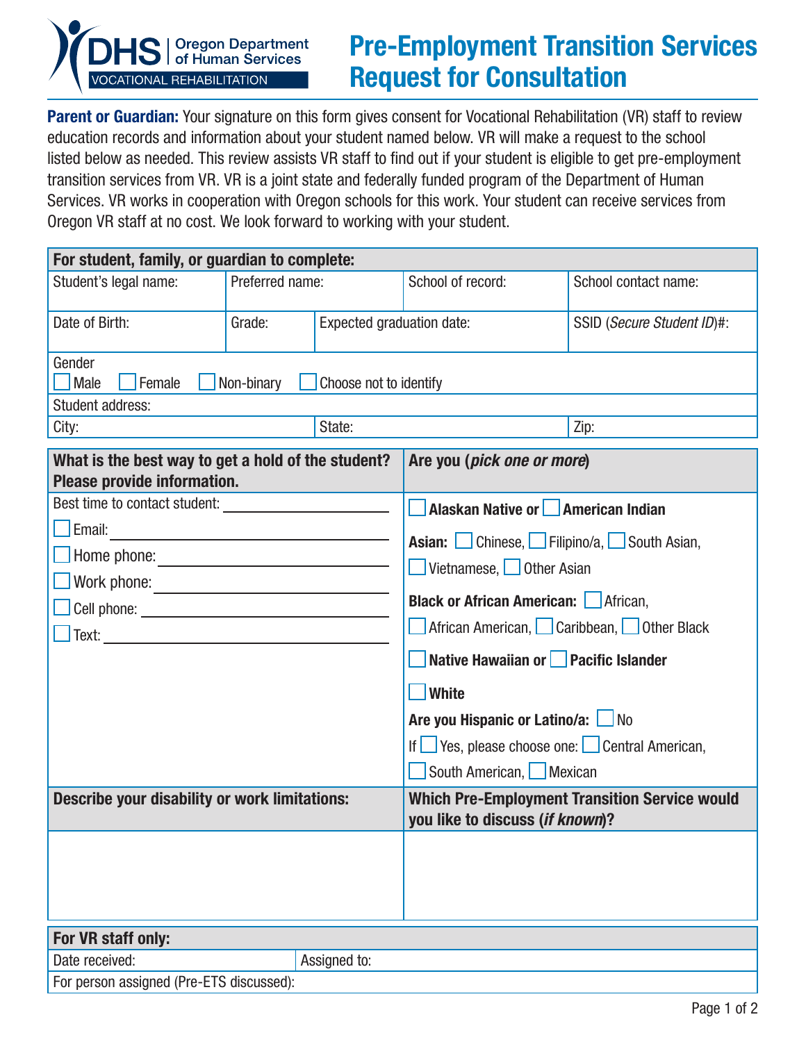DHS | Oregon Department of Human Services
VOCATIONAL REHABILITATION

# Pre-Employment Transition Services Request for Consultation

**Parent or Guardian:** Your signature on this form gives consent for Vocational Rehabilitation (VR) staff to review education records and information about your student named below. VR will make a request to the school listed below as needed. This review assists VR staff to find out if your student is eligible to get pre-employment transition services from VR. VR is a joint state and federally funded program of the Department of Human Services. VR works in cooperation with Oregon schools for this work. Your student can receive services from Oregon VR staff at no cost. We look forward to working with your student.

| **For student, family, or guardian to complete:** | | | |
|---|---|---|---|
| Student's legal name: | Preferred name: | School of record: | School contact name: |
| Date of Birth: | Grade: | Expected graduation date: | SSID (*Secure Student ID*)#: |
| Gender ☐ Male ☐ Female ☐ Non-binary ☐ Choose not to identify | | | |
| Student address: | | | |
| City: | State: | Zip: | |

| **What is the best way to get a hold of the student? Please provide information.** | **Are you (*pick one or more*)** |
|---|---|
| Best time to contact student: ______ | ☐ **Alaskan Native or** ☐ **American Indian** |
| ☐ Email: ______ | **Asian:** ☐ Chinese, ☐ Filipino/a, ☐ South Asian, ☐ Vietnamese, ☐ Other Asian |
| ☐ Home phone: ______ | **Black or African American:** ☐ African, ☐ African American, ☐ Caribbean, ☐ Other Black |
| ☐ Work phone: ______ | ☐ **Native Hawaiian or** ☐ **Pacific Islander** |
| ☐ Cell phone: ______ | ☐ **White** |
| ☐ Text: ______ | **Are you Hispanic or Latino/a:** ☐ No |
| | If ☐ Yes, please choose one: ☐ Central American, ☐ South American, ☐ Mexican |

| **Describe your disability or work limitations:** | **Which Pre-Employment Transition Service would you like to discuss (*if known*)?** |
|---|---|
| | |

| **For VR staff only:** | |
|---|---|
| Date received: | Assigned to: |
| For person assigned (Pre-ETS discussed): | |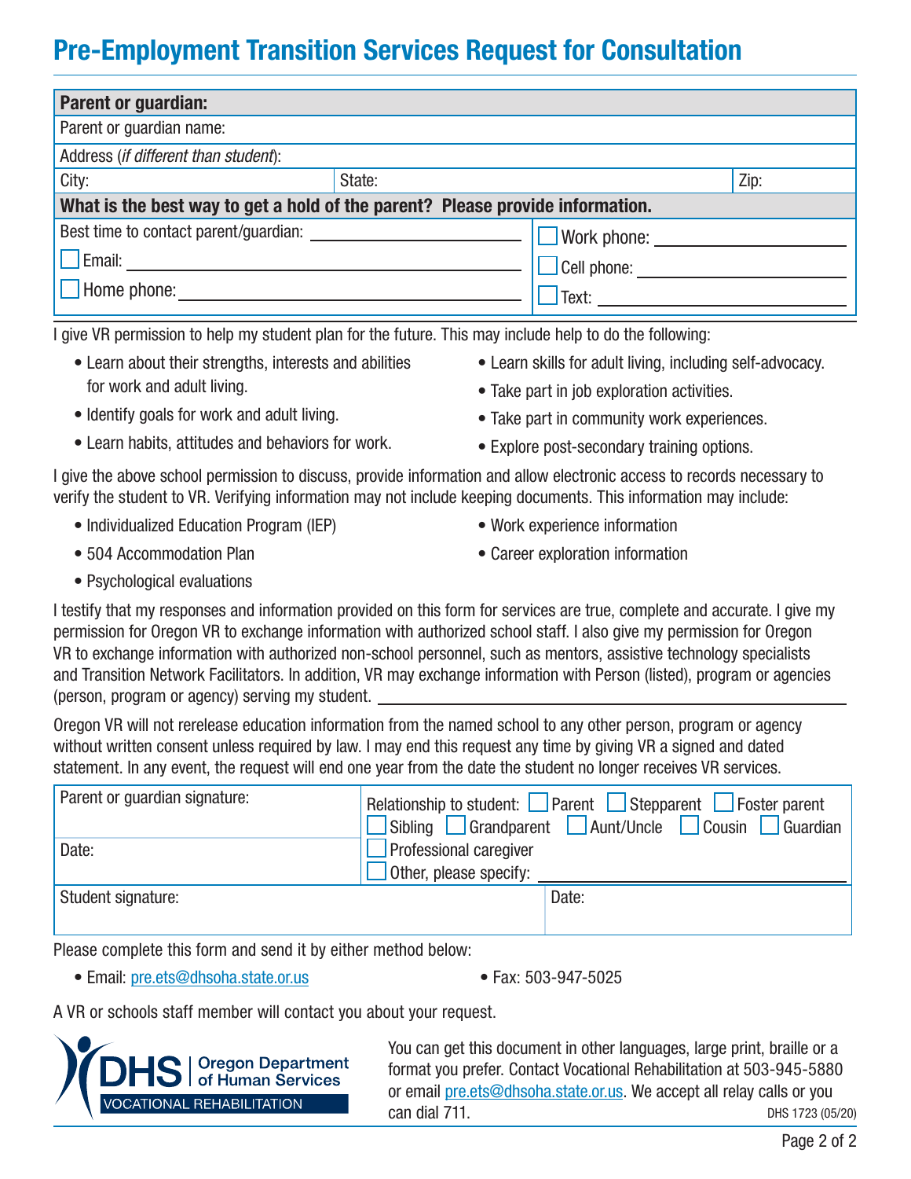# Pre-Employment Transition Services Request for Consultation

| **Parent or guardian:** | | |
|---|---|---|
| Parent or guardian name: | | |
| Address (*if different than student*): | | |
| City: | State: | Zip: |

**What is the best way to get a hold of the parent? Please provide information.**

| | |
|---|---|
| Best time to contact parent/guardian: ______________ | ☐ Work phone: ______________ |
| ☐ Email: ______________ | ☐ Cell phone: ______________ |
| ☐ Home phone: ______________ | ☐ Text: ______________ |

I give VR permission to help my student plan for the future. This may include help to do the following:

- Learn about their strengths, interests and abilities for work and adult living.
- Identify goals for work and adult living.
- Learn habits, attitudes and behaviors for work.
- Learn skills for adult living, including self-advocacy.
- Take part in job exploration activities.
- Take part in community work experiences.
- Explore post-secondary training options.

I give the above school permission to discuss, provide information and allow electronic access to records necessary to verify the student to VR. Verifying information may not include keeping documents. This information may include:

- Individualized Education Program (IEP)
- 504 Accommodation Plan
- Psychological evaluations
- Work experience information
- Career exploration information

I testify that my responses and information provided on this form for services are true, complete and accurate. I give my permission for Oregon VR to exchange information with authorized school staff. I also give my permission for Oregon VR to exchange information with authorized non-school personnel, such as mentors, assistive technology specialists and Transition Network Facilitators. In addition, VR may exchange information with Person (listed), program or agencies (person, program or agency) serving my student. ______________

Oregon VR will not rerelease education information from the named school to any other person, program or agency without written consent unless required by law. I may end this request any time by giving VR a signed and dated statement. In any event, the request will end one year from the date the student no longer receives VR services.

| | |
|---|---|
| Parent or guardian signature: | Relationship to student: ☐ Parent ☐ Stepparent ☐ Foster parent ☐ Sibling ☐ Grandparent ☐ Aunt/Uncle ☐ Cousin ☐ Guardian |
| Date: | ☐ Professional caregiver ☐ Other, please specify: ______________ |
| Student signature: | Date: |

Please complete this form and send it by either method below:

- Email: pre.ets@dhsoha.state.or.us
- Fax: 503-947-5025

A VR or schools staff member will contact you about your request.

DHS | Oregon Department of Human Services
VOCATIONAL REHABILITATION

You can get this document in other languages, large print, braille or a format you prefer. Contact Vocational Rehabilitation at 503-945-5880 or email pre.ets@dhsoha.state.or.us. We accept all relay calls or you can dial 711.

DHS 1723 (05/20)